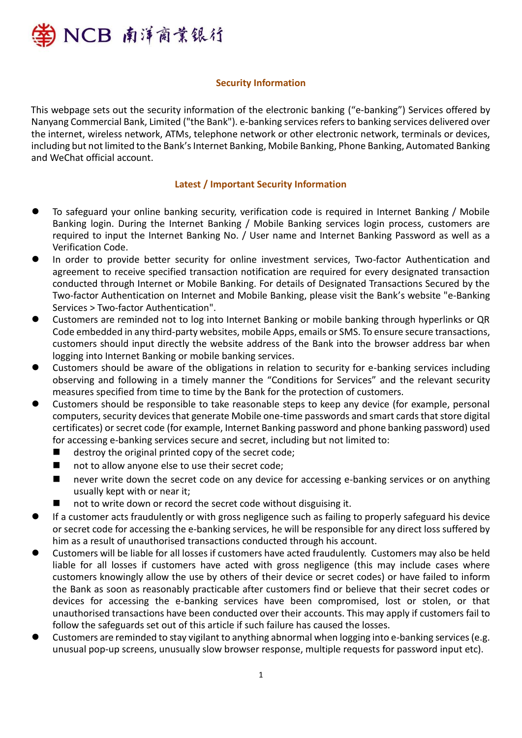NCB 南洋商業銀行

# Security Information

This webpage sets out the security information of the electronic banking ("e-banking") Services offered by Nanyang Commercial Bank, Limited ("the Bank"). e-banking services refers to banking services delivered over the internet, wireless network, ATMs, telephone network or other electronic network, terminals or devices, including but not limited to the Bank's Internet Banking, Mobile Banking, Phone Banking, Automated Banking and WeChat official account.

## Latest / Important Security Information

- To safeguard your online banking security, verification code is required in Internet Banking / Mobile Banking login. During the Internet Banking / Mobile Banking services login process, customers are required to input the Internet Banking No. / User name and Internet Banking Password as well as a Verification Code.
- In order to provide better security for online investment services, Two-factor Authentication and agreement to receive specified transaction notification are required for every designated transaction conducted through Internet or Mobile Banking. For details of Designated Transactions Secured by the Two-factor Authentication on Internet and Mobile Banking, please visit the Bank's website "e-Banking Services > Two-factor Authentication".
- Customers are reminded not to log into Internet Banking or mobile banking through hyperlinks or QR Code embedded in any third-party websites, mobile Apps, emails or SMS. To ensure secure transactions, customers should input directly the website address of the Bank into the browser address bar when logging into Internet Banking or mobile banking services.
- Customers should be aware of the obligations in relation to security for e-banking services including observing and following in a timely manner the "Conditions for Services" and the relevant security measures specified from time to time by the Bank for the protection of customers.
- Customers should be responsible to take reasonable steps to keep any device (for example, personal computers, security devices that generate Mobile one-time passwords and smart cards that store digital certificates) or secret code (for example, Internet Banking password and phone banking password) used for accessing e-banking services secure and secret, including but not limited to:
  - destroy the original printed copy of the secret code;
  - not to allow anyone else to use their secret code;
  - never write down the secret code on any device for accessing e-banking services or on anything usually kept with or near it;
  - not to write down or record the secret code without disguising it.
- If a customer acts fraudulently or with gross negligence such as failing to properly safeguard his device or secret code for accessing the e-banking services, he will be responsible for any direct loss suffered by him as a result of unauthorised transactions conducted through his account.
- Customers will be liable for all losses if customers have acted fraudulently. Customers may also be held liable for all losses if customers have acted with gross negligence (this may include cases where customers knowingly allow the use by others of their device or secret codes) or have failed to inform the Bank as soon as reasonably practicable after customers find or believe that their secret codes or devices for accessing the e-banking services have been compromised, lost or stolen, or that unauthorised transactions have been conducted over their accounts. This may apply if customers fail to follow the safeguards set out of this article if such failure has caused the losses.
- Customers are reminded to stay vigilant to anything abnormal when logging into e-banking services (e.g. unusual pop-up screens, unusually slow browser response, multiple requests for password input etc).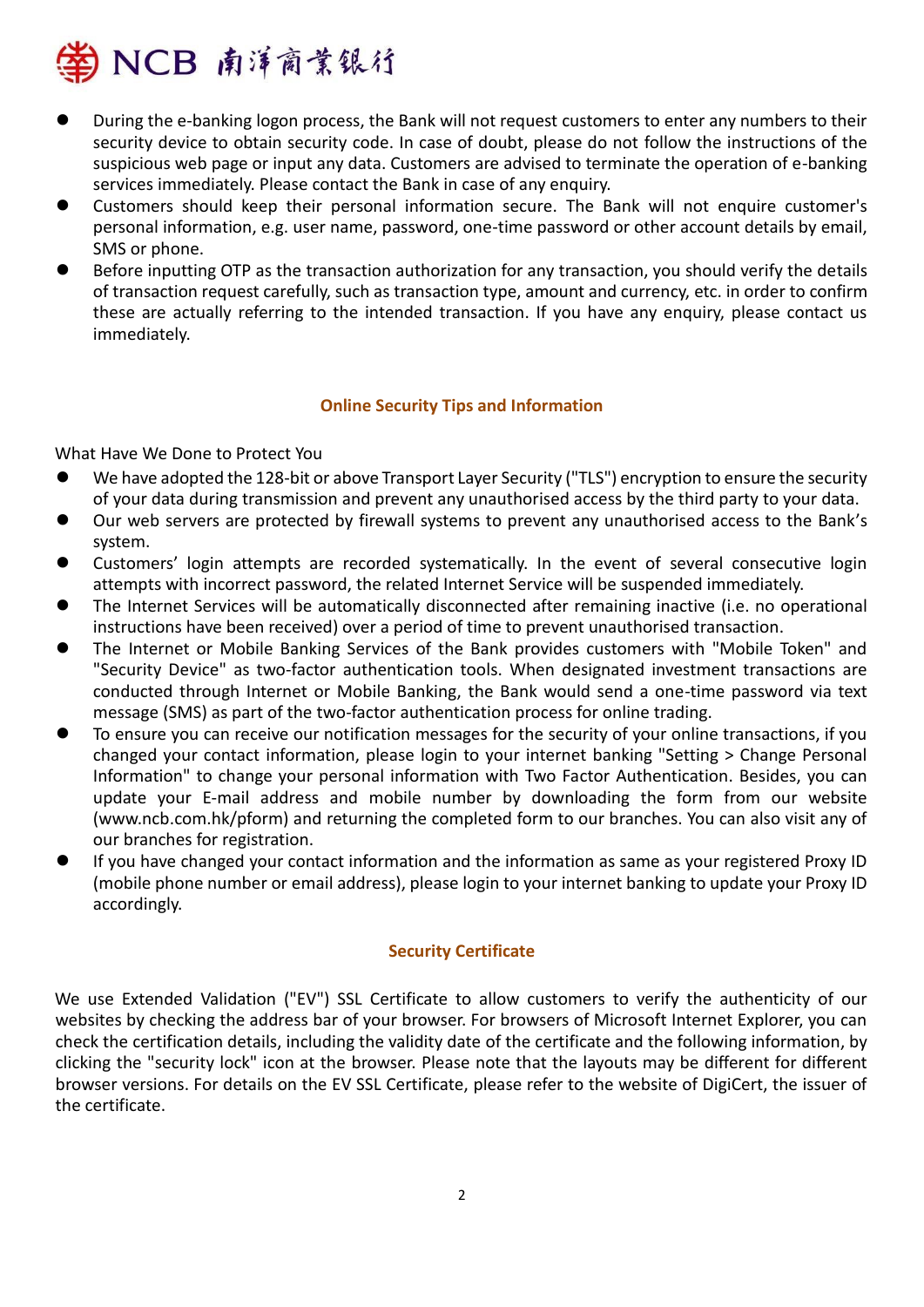- During the e-banking logon process, the Bank will not request customers to enter any numbers to their security device to obtain security code. In case of doubt, please do not follow the instructions of the suspicious web page or input any data. Customers are advised to terminate the operation of e-banking services immediately. Please contact the Bank in case of any enquiry.
- Customers should keep their personal information secure. The Bank will not enquire customer's personal information, e.g. user name, password, one-time password or other account details by email, SMS or phone.
- Before inputting OTP as the transaction authorization for any transaction, you should verify the details of transaction request carefully, such as transaction type, amount and currency, etc. in order to confirm these are actually referring to the intended transaction. If you have any enquiry, please contact us immediately.

## Online Security Tips and Information

What Have We Done to Protect You

- We have adopted the 128-bit or above Transport Layer Security ("TLS") encryption to ensure the security of your data during transmission and prevent any unauthorised access by the third party to your data.
- Our web servers are protected by firewall systems to prevent any unauthorised access to the Bank's system.
- Customers' login attempts are recorded systematically. In the event of several consecutive login attempts with incorrect password, the related Internet Service will be suspended immediately.
- The Internet Services will be automatically disconnected after remaining inactive (i.e. no operational instructions have been received) over a period of time to prevent unauthorised transaction.
- The Internet or Mobile Banking Services of the Bank provides customers with "Mobile Token" and "Security Device" as two-factor authentication tools. When designated investment transactions are conducted through Internet or Mobile Banking, the Bank would send a one-time password via text message (SMS) as part of the two-factor authentication process for online trading.
- To ensure you can receive our notification messages for the security of your online transactions, if you changed your contact information, please login to your internet banking "Setting > Change Personal Information" to change your personal information with Two Factor Authentication. Besides, you can update your E-mail address and mobile number by downloading the form from our website (www.ncb.com.hk/pform) and returning the completed form to our branches. You can also visit any of our branches for registration.
- If you have changed your contact information and the information as same as your registered Proxy ID (mobile phone number or email address), please login to your internet banking to update your Proxy ID accordingly.

## Security Certificate

We use Extended Validation ("EV") SSL Certificate to allow customers to verify the authenticity of our websites by checking the address bar of your browser. For browsers of Microsoft Internet Explorer, you can check the certification details, including the validity date of the certificate and the following information, by clicking the "security lock" icon at the browser. Please note that the layouts may be different for different browser versions. For details on the EV SSL Certificate, please refer to the website of DigiCert, the issuer of the certificate.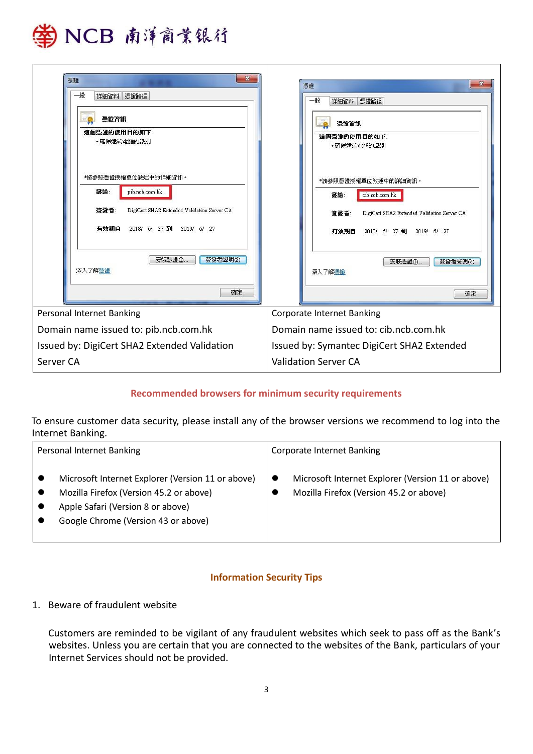| Personal Internet Banking | Corporate Internet Banking |
|---|---|
| 憑證<br>一般 詳細資料 憑證路徑<br>憑證資訊<br>這個憑證的使用目的如下:<br>• 確保遠端電腦的識別<br>*請參照憑證授權單位敘述中的詳細資訊。<br>發給: pib.ncb.com.hk<br>簽發者: DigiCert SHA2 Extended Validation Server CA<br>有效期自 2018/ 6/ 27 到 2019/ 6/ 27<br>安裝憑證(I)... 簽發者聲明(S)<br>深入了解憑證<br>確定 | 憑證<br>一般 詳細資料 憑證路徑<br>憑證資訊<br>這個憑證的使用目的如下:<br>• 確保遠端電腦的識別<br>*請參照憑證授權單位敘述中的詳細資訊。<br>發給: cib.ncb.com.hk<br>簽發者: DigiCert SHA2 Extended Validation Server CA<br>有效期自 2018/ 6/ 27 到 2019/ 6/ 27<br>安裝憑證(I)... 簽發者聲明(S)<br>深入了解憑證<br>確定 |
| Personal Internet Banking<br>Domain name issued to: pib.ncb.com.hk<br>Issued by: DigiCert SHA2 Extended Validation Server CA | Corporate Internet Banking<br>Domain name issued to: cib.ncb.com.hk<br>Issued by: Symantec DigiCert SHA2 Extended Validation Server CA |

## Recommended browsers for minimum security requirements

To ensure customer data security, please install any of the browser versions we recommend to log into the Internet Banking.

| Personal Internet Banking | Corporate Internet Banking |
|---|---|
| • Microsoft Internet Explorer (Version 11 or above)<br>• Mozilla Firefox (Version 45.2 or above)<br>• Apple Safari (Version 8 or above)<br>• Google Chrome (Version 43 or above) | • Microsoft Internet Explorer (Version 11 or above)<br>• Mozilla Firefox (Version 45.2 or above) |

## Information Security Tips

1. Beware of fraudulent website

   Customers are reminded to be vigilant of any fraudulent websites which seek to pass off as the Bank's websites. Unless you are certain that you are connected to the websites of the Bank, particulars of your Internet Services should not be provided.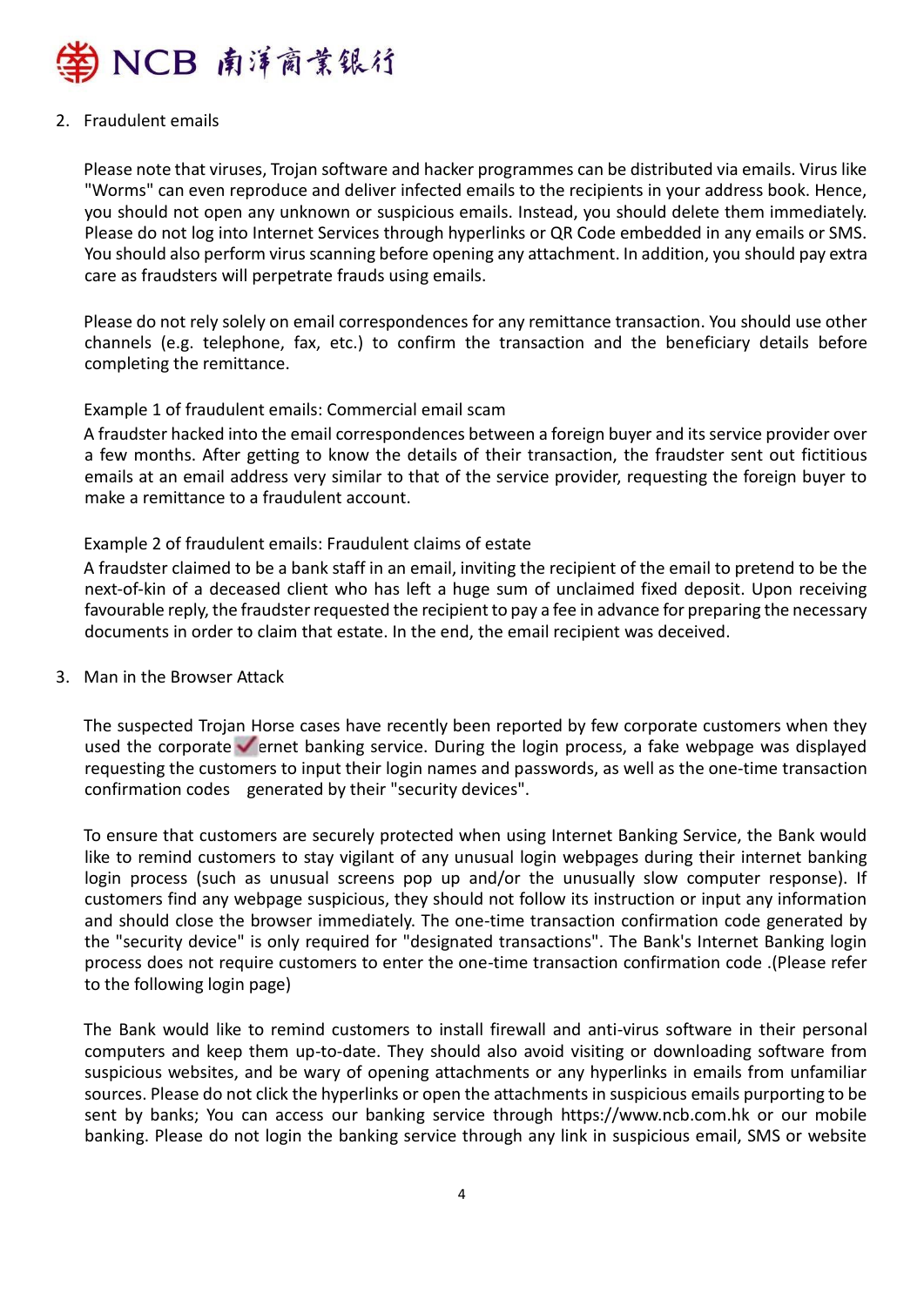2. Fraudulent emails

   Please note that viruses, Trojan software and hacker programmes can be distributed via emails. Virus like "Worms" can even reproduce and deliver infected emails to the recipients in your address book. Hence, you should not open any unknown or suspicious emails. Instead, you should delete them immediately. Please do not log into Internet Services through hyperlinks or QR Code embedded in any emails or SMS. You should also perform virus scanning before opening any attachment. In addition, you should pay extra care as fraudsters will perpetrate frauds using emails.

   Please do not rely solely on email correspondences for any remittance transaction. You should use other channels (e.g. telephone, fax, etc.) to confirm the transaction and the beneficiary details before completing the remittance.

   Example 1 of fraudulent emails: Commercial email scam

   A fraudster hacked into the email correspondences between a foreign buyer and its service provider over a few months. After getting to know the details of their transaction, the fraudster sent out fictitious emails at an email address very similar to that of the service provider, requesting the foreign buyer to make a remittance to a fraudulent account.

   Example 2 of fraudulent emails: Fraudulent claims of estate

   A fraudster claimed to be a bank staff in an email, inviting the recipient of the email to pretend to be the next-of-kin of a deceased client who has left a huge sum of unclaimed fixed deposit. Upon receiving favourable reply, the fraudster requested the recipient to pay a fee in advance for preparing the necessary documents in order to claim that estate. In the end, the email recipient was deceived.

3. Man in the Browser Attack

   The suspected Trojan Horse cases have recently been reported by few corporate customers when they used the corporate ✓ernet banking service. During the login process, a fake webpage was displayed requesting the customers to input their login names and passwords, as well as the one-time transaction confirmation codes generated by their "security devices".

   To ensure that customers are securely protected when using Internet Banking Service, the Bank would like to remind customers to stay vigilant of any unusual login webpages during their internet banking login process (such as unusual screens pop up and/or the unusually slow computer response). If customers find any webpage suspicious, they should not follow its instruction or input any information and should close the browser immediately. The one-time transaction confirmation code generated by the "security device" is only required for "designated transactions". The Bank's Internet Banking login process does not require customers to enter the one-time transaction confirmation code .(Please refer to the following login page)

   The Bank would like to remind customers to install firewall and anti-virus software in their personal computers and keep them up-to-date. They should also avoid visiting or downloading software from suspicious websites, and be wary of opening attachments or any hyperlinks in emails from unfamiliar sources. Please do not click the hyperlinks or open the attachments in suspicious emails purporting to be sent by banks; You can access our banking service through https://www.ncb.com.hk or our mobile banking. Please do not login the banking service through any link in suspicious email, SMS or website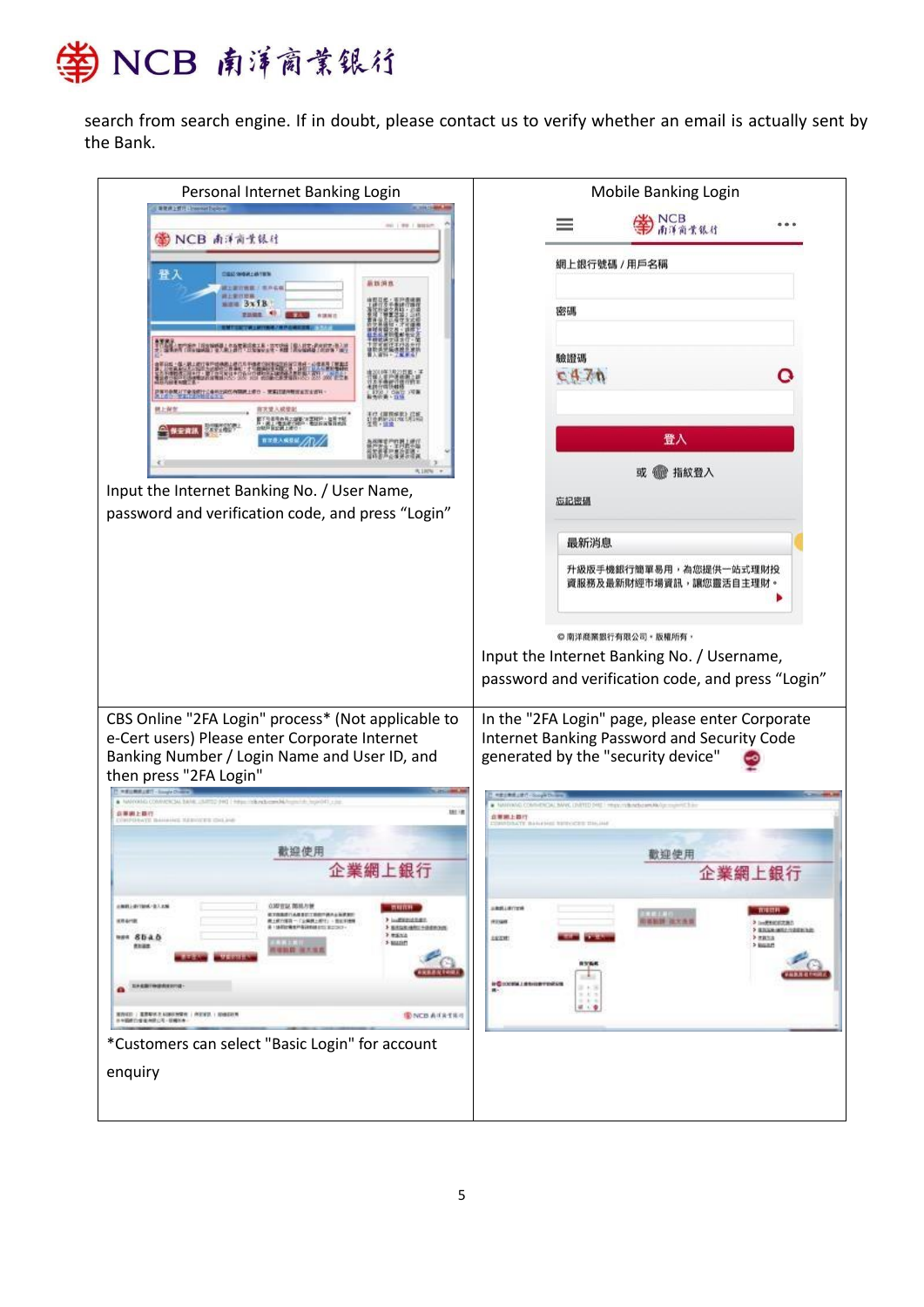search from search engine. If in doubt, please contact us to verify whether an email is actually sent by the Bank.

| Personal Internet Banking Login | Mobile Banking Login |
|---|---|
| Input the Internet Banking No. / User Name, password and verification code, and press "Login" | Input the Internet Banking No. / Username, password and verification code, and press "Login" |
| CBS Online "2FA Login" process* (Not applicable to e-Cert users) Please enter Corporate Internet Banking Number / Login Name and User ID, and then press "2FA Login"<br><br>*Customers can select "Basic Login" for account enquiry | In the "2FA Login" page, please enter Corporate Internet Banking Password and Security Code generated by the "security device" |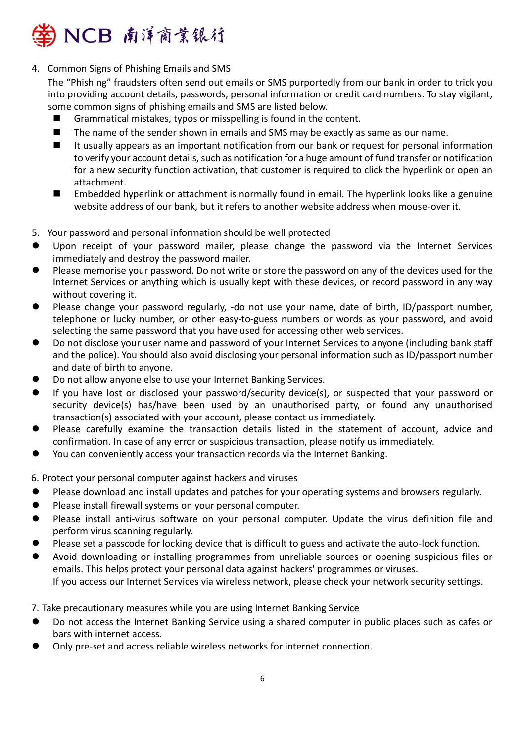4. Common Signs of Phishing Emails and SMS

The "Phishing" fraudsters often send out emails or SMS purportedly from our bank in order to trick you into providing account details, passwords, personal information or credit card numbers. To stay vigilant, some common signs of phishing emails and SMS are listed below.

- Grammatical mistakes, typos or misspelling is found in the content.
- The name of the sender shown in emails and SMS may be exactly as same as our name.
- It usually appears as an important notification from our bank or request for personal information to verify your account details, such as notification for a huge amount of fund transfer or notification for a new security function activation, that customer is required to click the hyperlink or open an attachment.
- Embedded hyperlink or attachment is normally found in email. The hyperlink looks like a genuine website address of our bank, but it refers to another website address when mouse-over it.

5. Your password and personal information should be well protected

- Upon receipt of your password mailer, please change the password via the Internet Services immediately and destroy the password mailer.
- Please memorise your password. Do not write or store the password on any of the devices used for the Internet Services or anything which is usually kept with these devices, or record password in any way without covering it.
- Please change your password regularly, -do not use your name, date of birth, ID/passport number, telephone or lucky number, or other easy-to-guess numbers or words as your password, and avoid selecting the same password that you have used for accessing other web services.
- Do not disclose your user name and password of your Internet Services to anyone (including bank staff and the police). You should also avoid disclosing your personal information such as ID/passport number and date of birth to anyone.
- Do not allow anyone else to use your Internet Banking Services.
- If you have lost or disclosed your password/security device(s), or suspected that your password or security device(s) has/have been used by an unauthorised party, or found any unauthorised transaction(s) associated with your account, please contact us immediately.
- Please carefully examine the transaction details listed in the statement of account, advice and confirmation. In case of any error or suspicious transaction, please notify us immediately.
- You can conveniently access your transaction records via the Internet Banking.

6. Protect your personal computer against hackers and viruses

- Please download and install updates and patches for your operating systems and browsers regularly.
- Please install firewall systems on your personal computer.
- Please install anti-virus software on your personal computer. Update the virus definition file and perform virus scanning regularly.
- Please set a passcode for locking device that is difficult to guess and activate the auto-lock function.
- Avoid downloading or installing programmes from unreliable sources or opening suspicious files or emails. This helps protect your personal data against hackers' programmes or viruses.
  If you access our Internet Services via wireless network, please check your network security settings.

7. Take precautionary measures while you are using Internet Banking Service

- Do not access the Internet Banking Service using a shared computer in public places such as cafes or bars with internet access.
- Only pre-set and access reliable wireless networks for internet connection.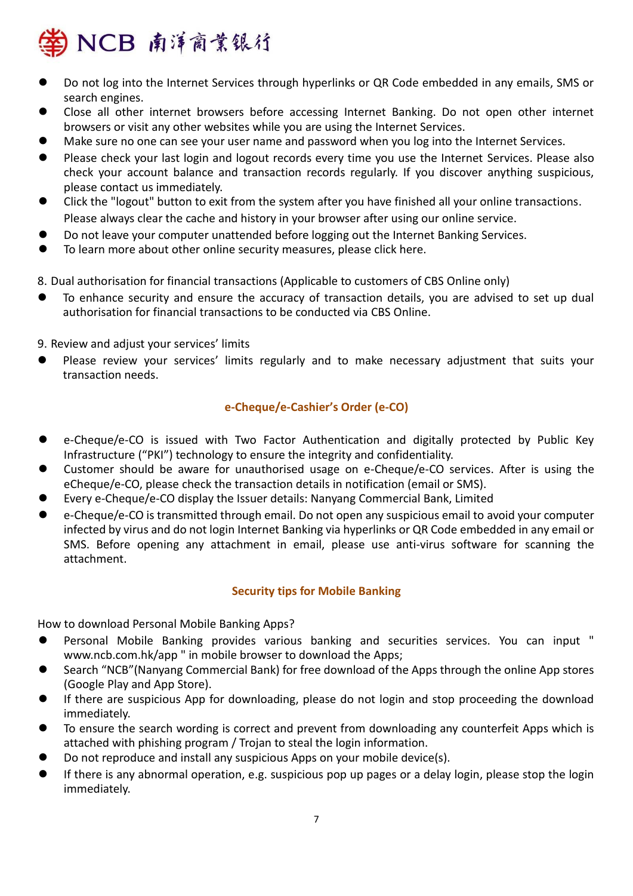- Do not log into the Internet Services through hyperlinks or QR Code embedded in any emails, SMS or search engines.
- Close all other internet browsers before accessing Internet Banking. Do not open other internet browsers or visit any other websites while you are using the Internet Services.
- Make sure no one can see your user name and password when you log into the Internet Services.
- Please check your last login and logout records every time you use the Internet Services. Please also check your account balance and transaction records regularly. If you discover anything suspicious, please contact us immediately.
- Click the "logout" button to exit from the system after you have finished all your online transactions. Please always clear the cache and history in your browser after using our online service.
- Do not leave your computer unattended before logging out the Internet Banking Services.
- To learn more about other online security measures, please click here.

8. Dual authorisation for financial transactions (Applicable to customers of CBS Online only)

- To enhance security and ensure the accuracy of transaction details, you are advised to set up dual authorisation for financial transactions to be conducted via CBS Online.

9. Review and adjust your services' limits

- Please review your services' limits regularly and to make necessary adjustment that suits your transaction needs.

## e-Cheque/e-Cashier's Order (e-CO)

- e-Cheque/e-CO is issued with Two Factor Authentication and digitally protected by Public Key Infrastructure ("PKI") technology to ensure the integrity and confidentiality.
- Customer should be aware for unauthorised usage on e-Cheque/e-CO services. After is using the eCheque/e-CO, please check the transaction details in notification (email or SMS).
- Every e-Cheque/e-CO display the Issuer details: Nanyang Commercial Bank, Limited
- e-Cheque/e-CO is transmitted through email. Do not open any suspicious email to avoid your computer infected by virus and do not login Internet Banking via hyperlinks or QR Code embedded in any email or SMS. Before opening any attachment in email, please use anti-virus software for scanning the attachment.

## Security tips for Mobile Banking

How to download Personal Mobile Banking Apps?

- Personal Mobile Banking provides various banking and securities services. You can input " www.ncb.com.hk/app " in mobile browser to download the Apps;
- Search "NCB"(Nanyang Commercial Bank) for free download of the Apps through the online App stores (Google Play and App Store).
- If there are suspicious App for downloading, please do not login and stop proceeding the download immediately.
- To ensure the search wording is correct and prevent from downloading any counterfeit Apps which is attached with phishing program / Trojan to steal the login information.
- Do not reproduce and install any suspicious Apps on your mobile device(s).
- If there is any abnormal operation, e.g. suspicious pop up pages or a delay login, please stop the login immediately.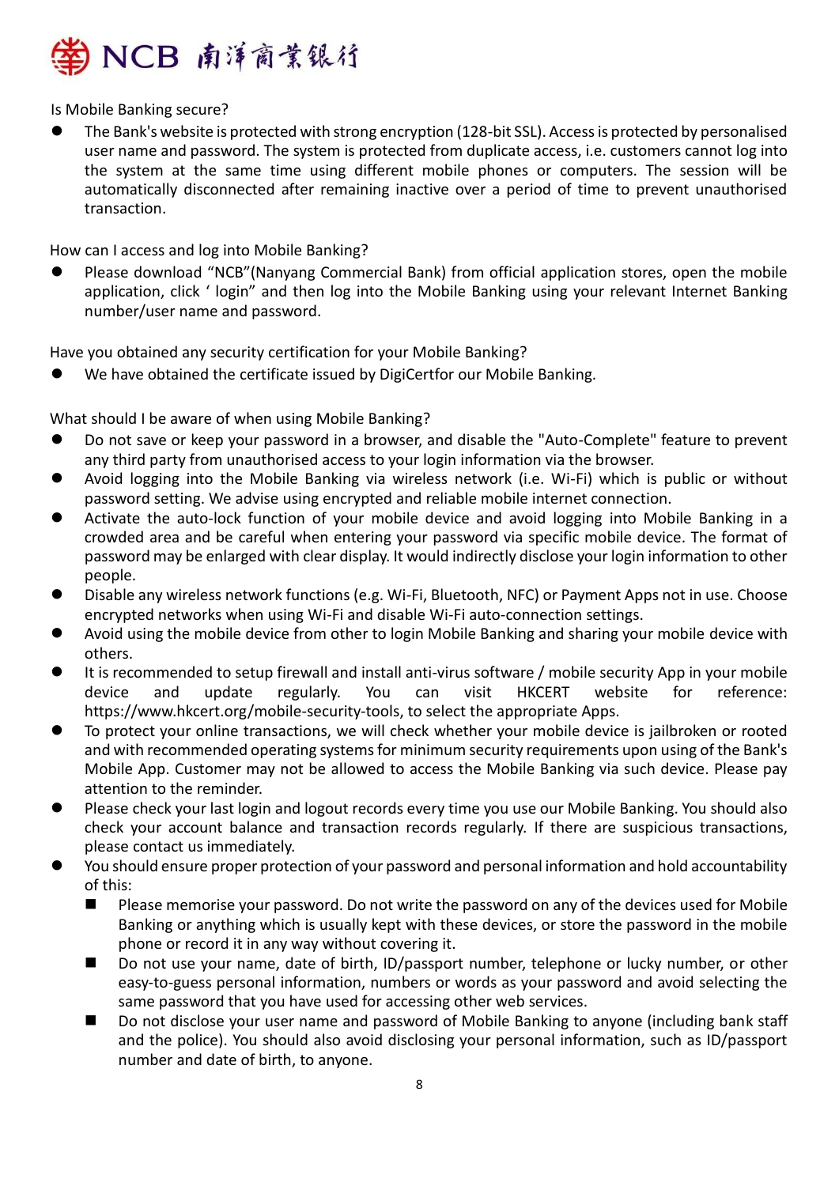Is Mobile Banking secure?

- The Bank's website is protected with strong encryption (128-bit SSL). Access is protected by personalised user name and password. The system is protected from duplicate access, i.e. customers cannot log into the system at the same time using different mobile phones or computers. The session will be automatically disconnected after remaining inactive over a period of time to prevent unauthorised transaction.

How can I access and log into Mobile Banking?

- Please download "NCB"(Nanyang Commercial Bank) from official application stores, open the mobile application, click ' login" and then log into the Mobile Banking using your relevant Internet Banking number/user name and password.

Have you obtained any security certification for your Mobile Banking?

- We have obtained the certificate issued by DigiCertfor our Mobile Banking.

What should I be aware of when using Mobile Banking?

- Do not save or keep your password in a browser, and disable the "Auto-Complete" feature to prevent any third party from unauthorised access to your login information via the browser.
- Avoid logging into the Mobile Banking via wireless network (i.e. Wi-Fi) which is public or without password setting. We advise using encrypted and reliable mobile internet connection.
- Activate the auto-lock function of your mobile device and avoid logging into Mobile Banking in a crowded area and be careful when entering your password via specific mobile device. The format of password may be enlarged with clear display. It would indirectly disclose your login information to other people.
- Disable any wireless network functions (e.g. Wi-Fi, Bluetooth, NFC) or Payment Apps not in use. Choose encrypted networks when using Wi-Fi and disable Wi-Fi auto-connection settings.
- Avoid using the mobile device from other to login Mobile Banking and sharing your mobile device with others.
- It is recommended to setup firewall and install anti-virus software / mobile security App in your mobile device and update regularly. You can visit HKCERT website for reference: https://www.hkcert.org/mobile-security-tools, to select the appropriate Apps.
- To protect your online transactions, we will check whether your mobile device is jailbroken or rooted and with recommended operating systems for minimum security requirements upon using of the Bank's Mobile App. Customer may not be allowed to access the Mobile Banking via such device. Please pay attention to the reminder.
- Please check your last login and logout records every time you use our Mobile Banking. You should also check your account balance and transaction records regularly. If there are suspicious transactions, please contact us immediately.
- You should ensure proper protection of your password and personal information and hold accountability of this:
  - Please memorise your password. Do not write the password on any of the devices used for Mobile Banking or anything which is usually kept with these devices, or store the password in the mobile phone or record it in any way without covering it.
  - Do not use your name, date of birth, ID/passport number, telephone or lucky number, or other easy-to-guess personal information, numbers or words as your password and avoid selecting the same password that you have used for accessing other web services.
  - Do not disclose your user name and password of Mobile Banking to anyone (including bank staff and the police). You should also avoid disclosing your personal information, such as ID/passport number and date of birth, to anyone.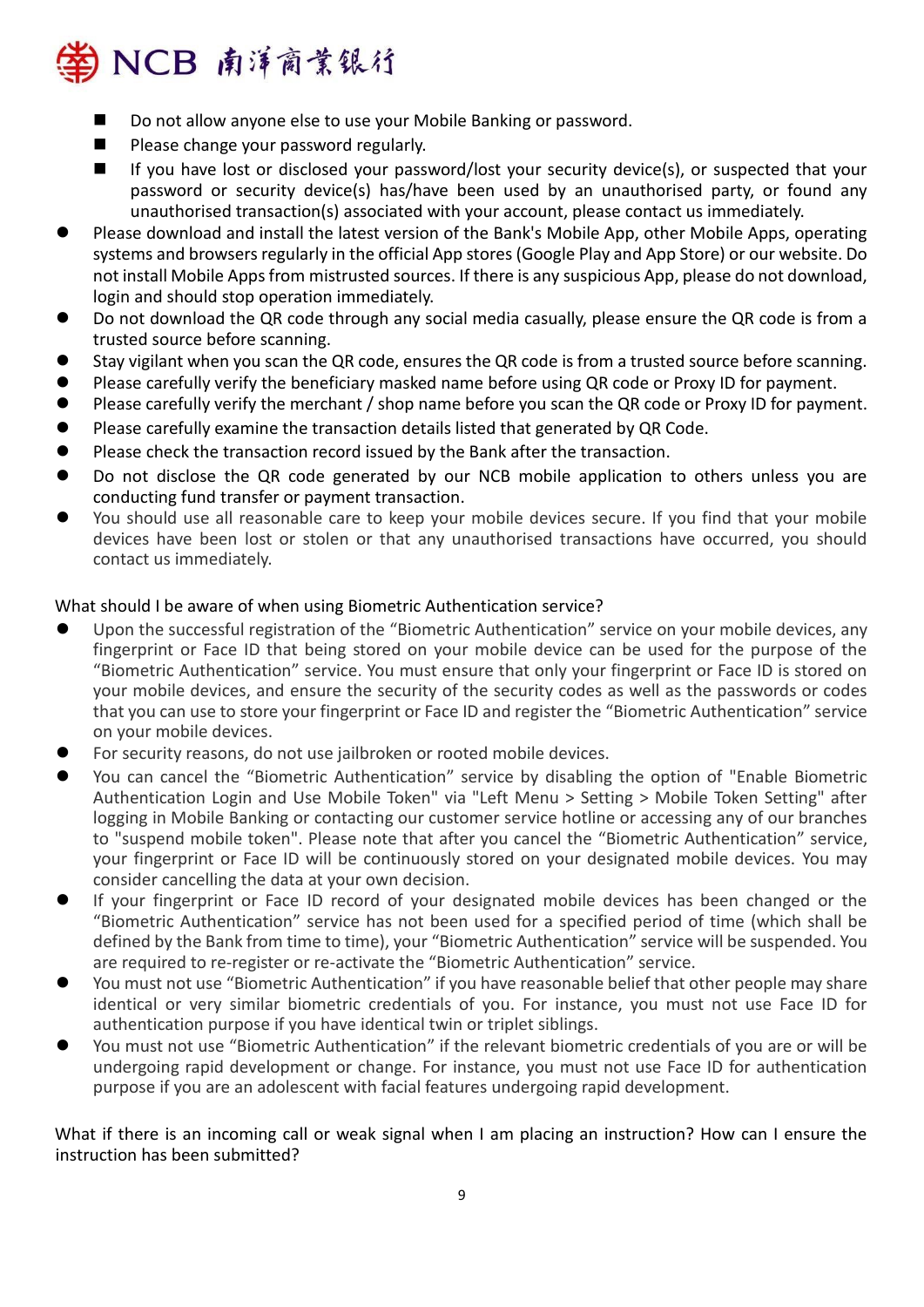- Do not allow anyone else to use your Mobile Banking or password.
  - Please change your password regularly.
  - If you have lost or disclosed your password/lost your security device(s), or suspected that your password or security device(s) has/have been used by an unauthorised party, or found any unauthorised transaction(s) associated with your account, please contact us immediately.
- Please download and install the latest version of the Bank's Mobile App, other Mobile Apps, operating systems and browsers regularly in the official App stores (Google Play and App Store) or our website. Do not install Mobile Apps from mistrusted sources. If there is any suspicious App, please do not download, login and should stop operation immediately.
- Do not download the QR code through any social media casually, please ensure the QR code is from a trusted source before scanning.
- Stay vigilant when you scan the QR code, ensures the QR code is from a trusted source before scanning.
- Please carefully verify the beneficiary masked name before using QR code or Proxy ID for payment.
- Please carefully verify the merchant / shop name before you scan the QR code or Proxy ID for payment.
- Please carefully examine the transaction details listed that generated by QR Code.
- Please check the transaction record issued by the Bank after the transaction.
- Do not disclose the QR code generated by our NCB mobile application to others unless you are conducting fund transfer or payment transaction.
- You should use all reasonable care to keep your mobile devices secure. If you find that your mobile devices have been lost or stolen or that any unauthorised transactions have occurred, you should contact us immediately.

What should I be aware of when using Biometric Authentication service?

- Upon the successful registration of the "Biometric Authentication" service on your mobile devices, any fingerprint or Face ID that being stored on your mobile device can be used for the purpose of the "Biometric Authentication" service. You must ensure that only your fingerprint or Face ID is stored on your mobile devices, and ensure the security of the security codes as well as the passwords or codes that you can use to store your fingerprint or Face ID and register the "Biometric Authentication" service on your mobile devices.
- For security reasons, do not use jailbroken or rooted mobile devices.
- You can cancel the "Biometric Authentication" service by disabling the option of "Enable Biometric Authentication Login and Use Mobile Token" via "Left Menu > Setting > Mobile Token Setting" after logging in Mobile Banking or contacting our customer service hotline or accessing any of our branches to "suspend mobile token". Please note that after you cancel the "Biometric Authentication" service, your fingerprint or Face ID will be continuously stored on your designated mobile devices. You may consider cancelling the data at your own decision.
- If your fingerprint or Face ID record of your designated mobile devices has been changed or the "Biometric Authentication" service has not been used for a specified period of time (which shall be defined by the Bank from time to time), your "Biometric Authentication" service will be suspended. You are required to re-register or re-activate the "Biometric Authentication" service.
- You must not use "Biometric Authentication" if you have reasonable belief that other people may share identical or very similar biometric credentials of you. For instance, you must not use Face ID for authentication purpose if you have identical twin or triplet siblings.
- You must not use "Biometric Authentication" if the relevant biometric credentials of you are or will be undergoing rapid development or change. For instance, you must not use Face ID for authentication purpose if you are an adolescent with facial features undergoing rapid development.

What if there is an incoming call or weak signal when I am placing an instruction? How can I ensure the instruction has been submitted?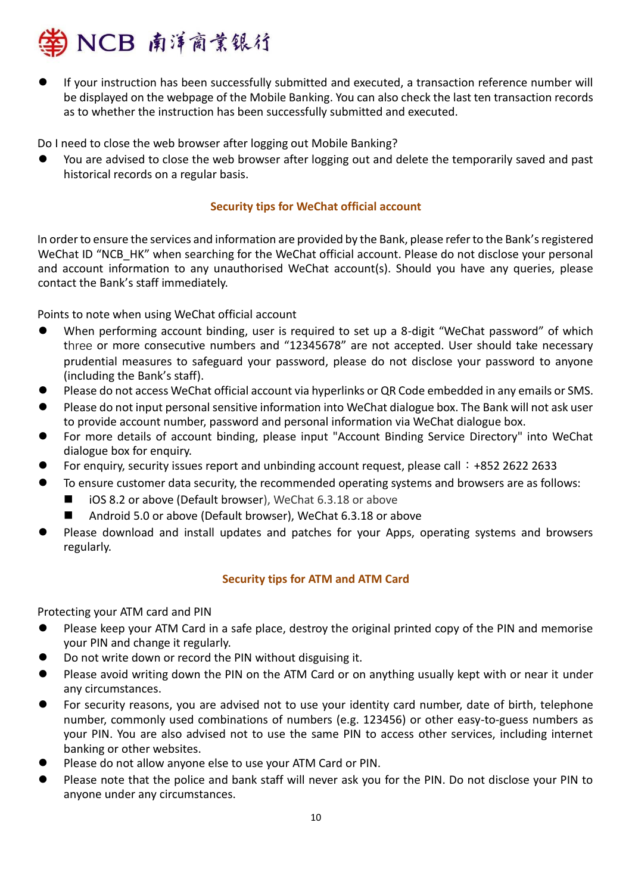- If your instruction has been successfully submitted and executed, a transaction reference number will be displayed on the webpage of the Mobile Banking. You can also check the last ten transaction records as to whether the instruction has been successfully submitted and executed.

Do I need to close the web browser after logging out Mobile Banking?

- You are advised to close the web browser after logging out and delete the temporarily saved and past historical records on a regular basis.

## Security tips for WeChat official account

In order to ensure the services and information are provided by the Bank, please refer to the Bank's registered WeChat ID "NCB_HK" when searching for the WeChat official account. Please do not disclose your personal and account information to any unauthorised WeChat account(s). Should you have any queries, please contact the Bank's staff immediately.

Points to note when using WeChat official account

- When performing account binding, user is required to set up a 8-digit "WeChat password" of which three or more consecutive numbers and "12345678" are not accepted. User should take necessary prudential measures to safeguard your password, please do not disclose your password to anyone (including the Bank's staff).
- Please do not access WeChat official account via hyperlinks or QR Code embedded in any emails or SMS.
- Please do not input personal sensitive information into WeChat dialogue box. The Bank will not ask user to provide account number, password and personal information via WeChat dialogue box.
- For more details of account binding, please input "Account Binding Service Directory" into WeChat dialogue box for enquiry.
- For enquiry, security issues report and unbinding account request, please call：+852 2622 2633
- To ensure customer data security, the recommended operating systems and browsers are as follows:
  - iOS 8.2 or above (Default browser), WeChat 6.3.18 or above
  - Android 5.0 or above (Default browser), WeChat 6.3.18 or above
- Please download and install updates and patches for your Apps, operating systems and browsers regularly.

## Security tips for ATM and ATM Card

Protecting your ATM card and PIN

- Please keep your ATM Card in a safe place, destroy the original printed copy of the PIN and memorise your PIN and change it regularly.
- Do not write down or record the PIN without disguising it.
- Please avoid writing down the PIN on the ATM Card or on anything usually kept with or near it under any circumstances.
- For security reasons, you are advised not to use your identity card number, date of birth, telephone number, commonly used combinations of numbers (e.g. 123456) or other easy-to-guess numbers as your PIN. You are also advised not to use the same PIN to access other services, including internet banking or other websites.
- Please do not allow anyone else to use your ATM Card or PIN.
- Please note that the police and bank staff will never ask you for the PIN. Do not disclose your PIN to anyone under any circumstances.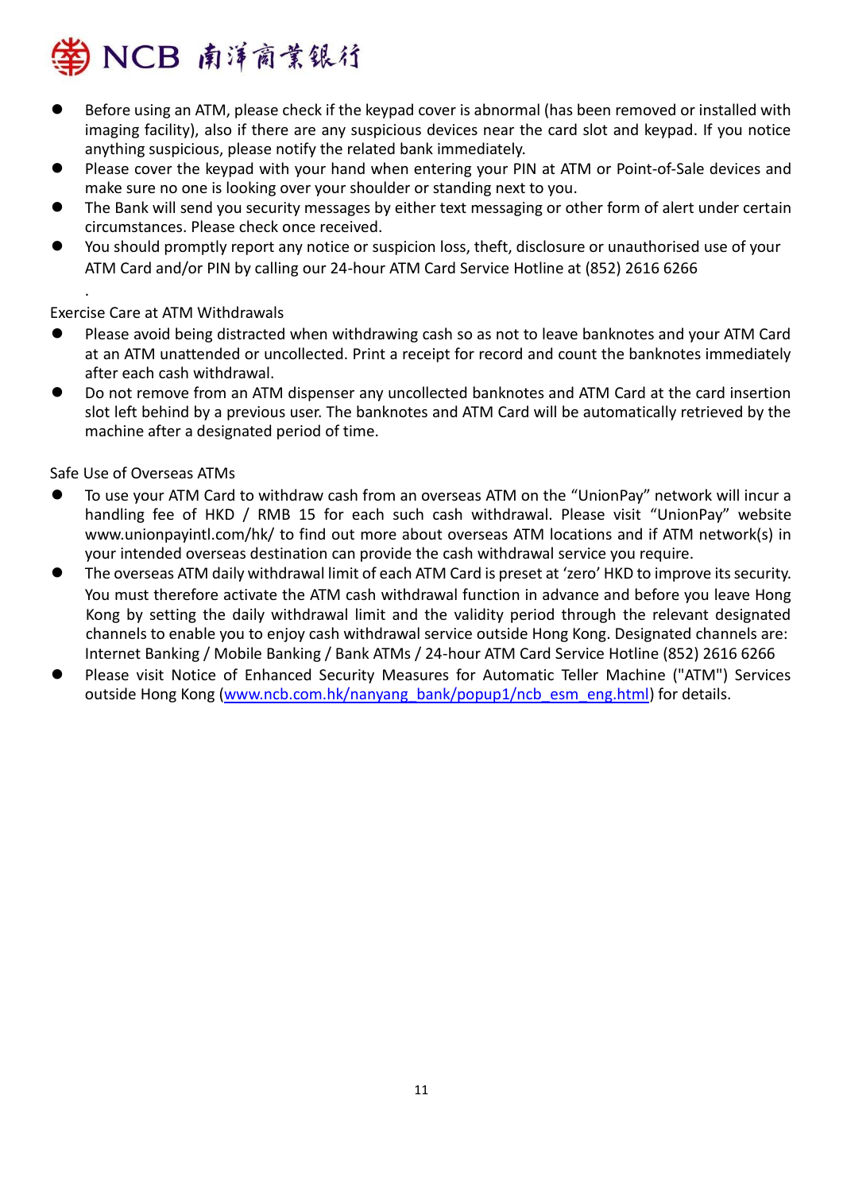- Before using an ATM, please check if the keypad cover is abnormal (has been removed or installed with imaging facility), also if there are any suspicious devices near the card slot and keypad. If you notice anything suspicious, please notify the related bank immediately.
- Please cover the keypad with your hand when entering your PIN at ATM or Point-of-Sale devices and make sure no one is looking over your shoulder or standing next to you.
- The Bank will send you security messages by either text messaging or other form of alert under certain circumstances. Please check once received.
- You should promptly report any notice or suspicion loss, theft, disclosure or unauthorised use of your ATM Card and/or PIN by calling our 24-hour ATM Card Service Hotline at (852) 2616 6266

.

Exercise Care at ATM Withdrawals

- Please avoid being distracted when withdrawing cash so as not to leave banknotes and your ATM Card at an ATM unattended or uncollected. Print a receipt for record and count the banknotes immediately after each cash withdrawal.
- Do not remove from an ATM dispenser any uncollected banknotes and ATM Card at the card insertion slot left behind by a previous user. The banknotes and ATM Card will be automatically retrieved by the machine after a designated period of time.

Safe Use of Overseas ATMs

- To use your ATM Card to withdraw cash from an overseas ATM on the "UnionPay" network will incur a handling fee of HKD / RMB 15 for each such cash withdrawal. Please visit "UnionPay" website www.unionpayintl.com/hk/ to find out more about overseas ATM locations and if ATM network(s) in your intended overseas destination can provide the cash withdrawal service you require.
- The overseas ATM daily withdrawal limit of each ATM Card is preset at 'zero' HKD to improve its security. You must therefore activate the ATM cash withdrawal function in advance and before you leave Hong Kong by setting the daily withdrawal limit and the validity period through the relevant designated channels to enable you to enjoy cash withdrawal service outside Hong Kong. Designated channels are: Internet Banking / Mobile Banking / Bank ATMs / 24-hour ATM Card Service Hotline (852) 2616 6266
- Please visit Notice of Enhanced Security Measures for Automatic Teller Machine ("ATM") Services outside Hong Kong (www.ncb.com.hk/nanyang_bank/popup1/ncb_esm_eng.html) for details.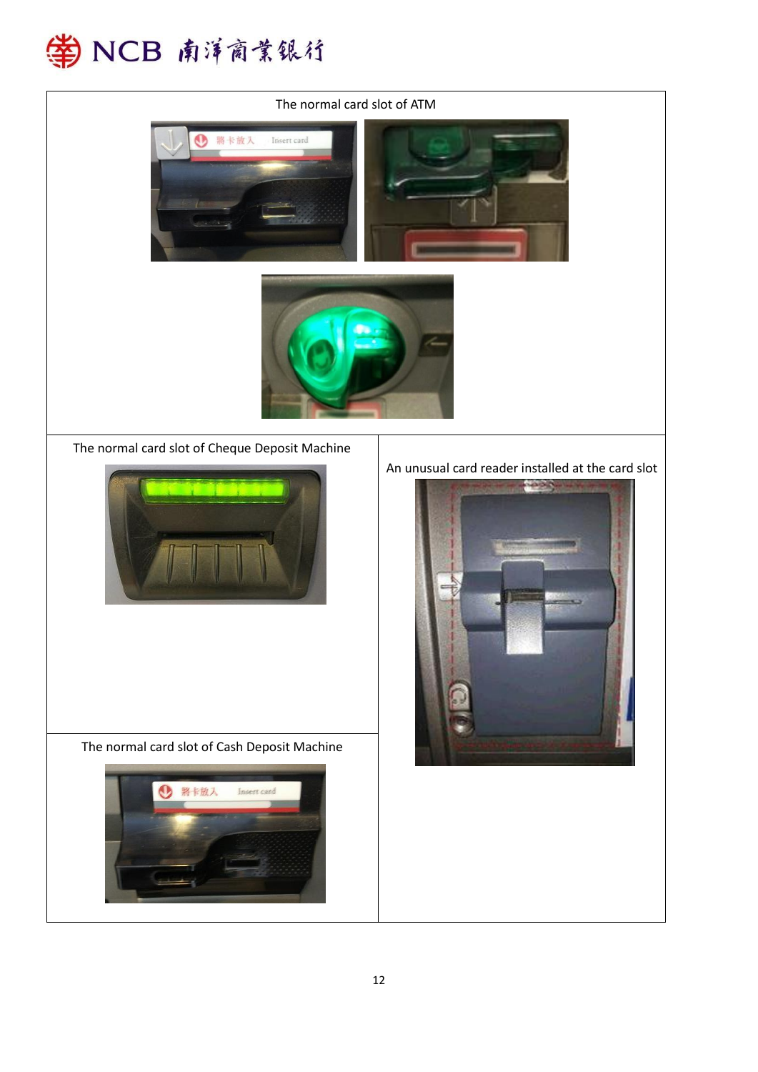| The normal card slot of ATM | |
|---|---|
| The normal card slot of Cheque Deposit Machine | An unusual card reader installed at the card slot |
| The normal card slot of Cash Deposit Machine | |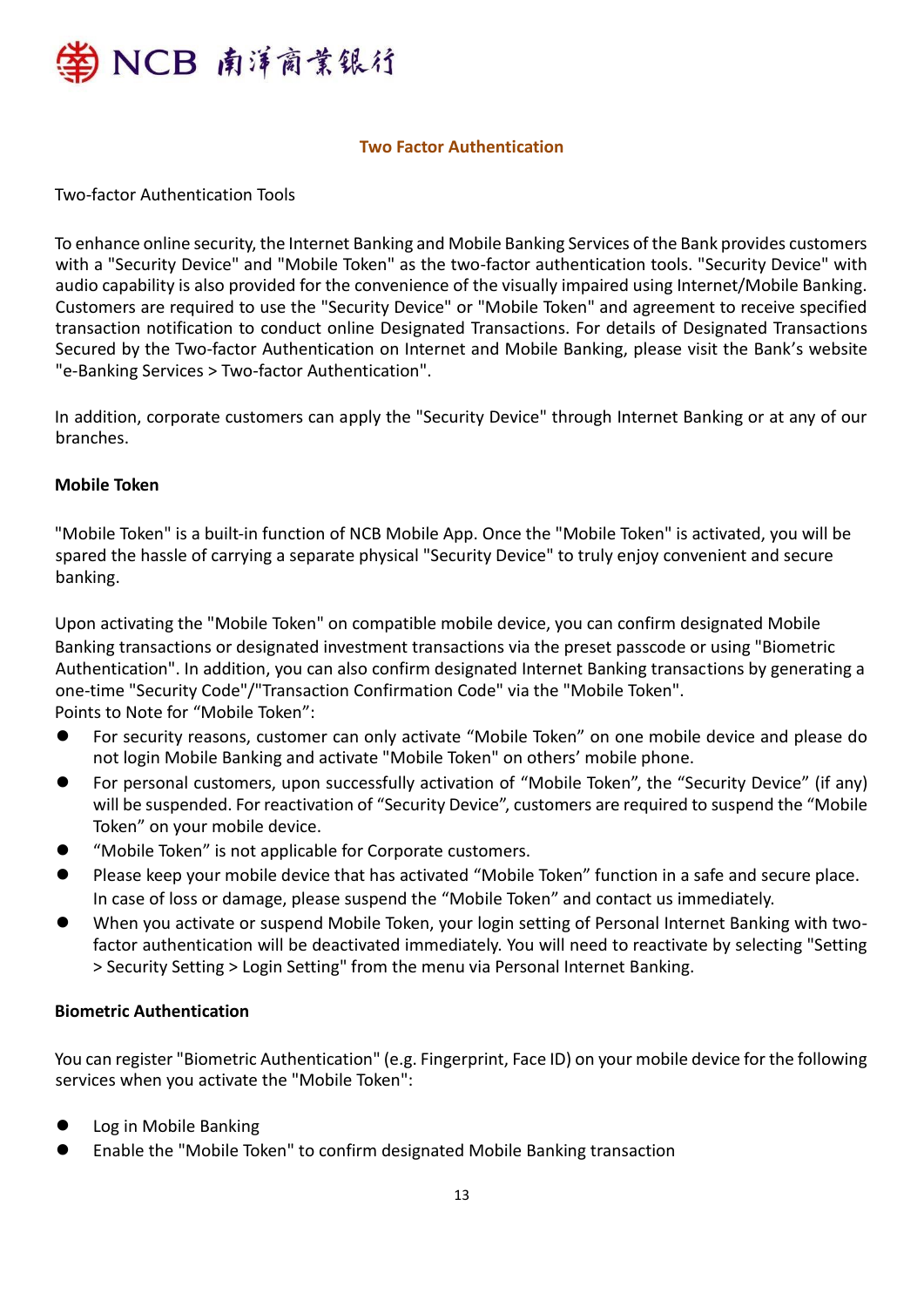## Two Factor Authentication

Two-factor Authentication Tools

To enhance online security, the Internet Banking and Mobile Banking Services of the Bank provides customers with a "Security Device" and "Mobile Token" as the two-factor authentication tools. "Security Device" with audio capability is also provided for the convenience of the visually impaired using Internet/Mobile Banking. Customers are required to use the "Security Device" or "Mobile Token" and agreement to receive specified transaction notification to conduct online Designated Transactions. For details of Designated Transactions Secured by the Two-factor Authentication on Internet and Mobile Banking, please visit the Bank's website "e-Banking Services > Two-factor Authentication".

In addition, corporate customers can apply the "Security Device" through Internet Banking or at any of our branches.

**Mobile Token**

"Mobile Token" is a built-in function of NCB Mobile App. Once the "Mobile Token" is activated, you will be spared the hassle of carrying a separate physical "Security Device" to truly enjoy convenient and secure banking.

Upon activating the "Mobile Token" on compatible mobile device, you can confirm designated Mobile Banking transactions or designated investment transactions via the preset passcode or using "Biometric Authentication". In addition, you can also confirm designated Internet Banking transactions by generating a one-time "Security Code"/"Transaction Confirmation Code" via the "Mobile Token".
Points to Note for "Mobile Token":

- For security reasons, customer can only activate "Mobile Token" on one mobile device and please do not login Mobile Banking and activate "Mobile Token" on others' mobile phone.
- For personal customers, upon successfully activation of "Mobile Token", the "Security Device" (if any) will be suspended. For reactivation of "Security Device", customers are required to suspend the "Mobile Token" on your mobile device.
- "Mobile Token" is not applicable for Corporate customers.
- Please keep your mobile device that has activated "Mobile Token" function in a safe and secure place. In case of loss or damage, please suspend the "Mobile Token" and contact us immediately.
- When you activate or suspend Mobile Token, your login setting of Personal Internet Banking with two-factor authentication will be deactivated immediately. You will need to reactivate by selecting "Setting > Security Setting > Login Setting" from the menu via Personal Internet Banking.

**Biometric Authentication**

You can register "Biometric Authentication" (e.g. Fingerprint, Face ID) on your mobile device for the following services when you activate the "Mobile Token":

- Log in Mobile Banking
- Enable the "Mobile Token" to confirm designated Mobile Banking transaction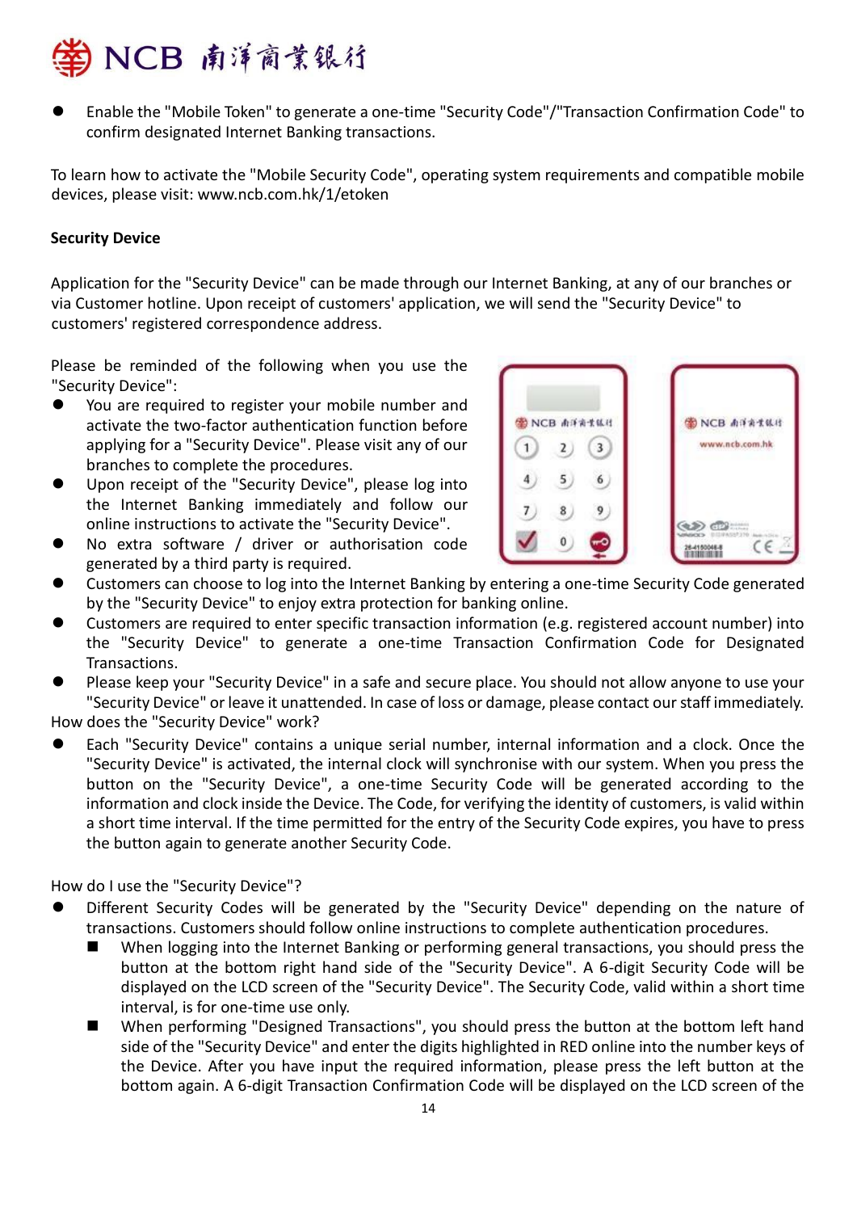- Enable the "Mobile Token" to generate a one-time "Security Code"/"Transaction Confirmation Code" to confirm designated Internet Banking transactions.

To learn how to activate the "Mobile Security Code", operating system requirements and compatible mobile devices, please visit: www.ncb.com.hk/1/etoken

**Security Device**

Application for the "Security Device" can be made through our Internet Banking, at any of our branches or via Customer hotline. Upon receipt of customers' application, we will send the "Security Device" to customers' registered correspondence address.

Please be reminded of the following when you use the "Security Device":

- You are required to register your mobile number and activate the two-factor authentication function before applying for a "Security Device". Please visit any of our branches to complete the procedures.
- Upon receipt of the "Security Device", please log into the Internet Banking immediately and follow our online instructions to activate the "Security Device".
- No extra software / driver or authorisation code generated by a third party is required.
- Customers can choose to log into the Internet Banking by entering a one-time Security Code generated by the "Security Device" to enjoy extra protection for banking online.
- Customers are required to enter specific transaction information (e.g. registered account number) into the "Security Device" to generate a one-time Transaction Confirmation Code for Designated Transactions.
- Please keep your "Security Device" in a safe and secure place. You should not allow anyone to use your "Security Device" or leave it unattended. In case of loss or damage, please contact our staff immediately.

How does the "Security Device" work?

- Each "Security Device" contains a unique serial number, internal information and a clock. Once the "Security Device" is activated, the internal clock will synchronise with our system. When you press the button on the "Security Device", a one-time Security Code will be generated according to the information and clock inside the Device. The Code, for verifying the identity of customers, is valid within a short time interval. If the time permitted for the entry of the Security Code expires, you have to press the button again to generate another Security Code.

How do I use the "Security Device"?

- Different Security Codes will be generated by the "Security Device" depending on the nature of transactions. Customers should follow online instructions to complete authentication procedures.
  - When logging into the Internet Banking or performing general transactions, you should press the button at the bottom right hand side of the "Security Device". A 6-digit Security Code will be displayed on the LCD screen of the "Security Device". The Security Code, valid within a short time interval, is for one-time use only.
  - When performing "Designed Transactions", you should press the button at the bottom left hand side of the "Security Device" and enter the digits highlighted in RED online into the number keys of the Device. After you have input the required information, please press the left button at the bottom again. A 6-digit Transaction Confirmation Code will be displayed on the LCD screen of the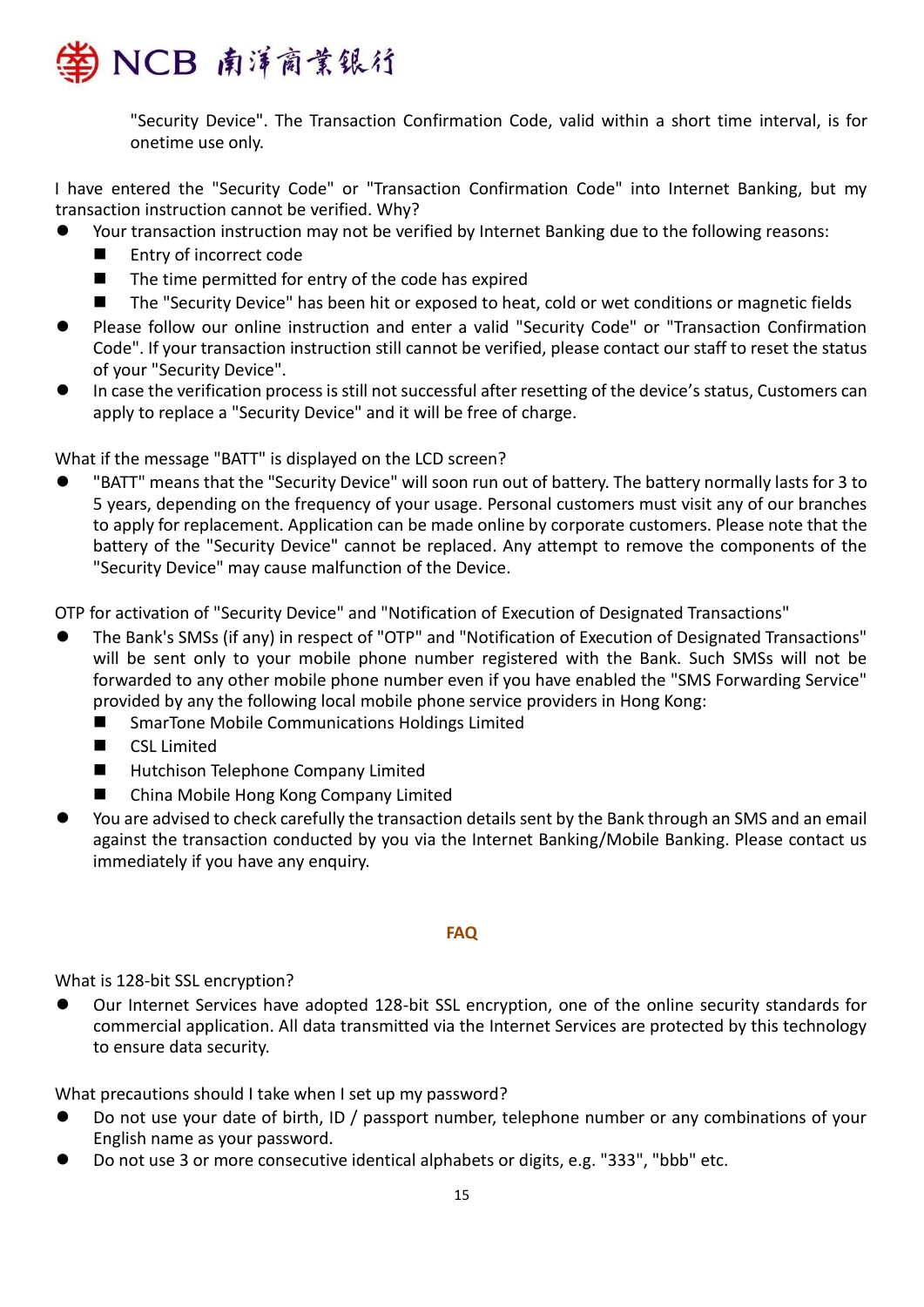"Security Device". The Transaction Confirmation Code, valid within a short time interval, is for onetime use only.

I have entered the "Security Code" or "Transaction Confirmation Code" into Internet Banking, but my transaction instruction cannot be verified. Why?

- Your transaction instruction may not be verified by Internet Banking due to the following reasons:
  - Entry of incorrect code
  - The time permitted for entry of the code has expired
  - The "Security Device" has been hit or exposed to heat, cold or wet conditions or magnetic fields
- Please follow our online instruction and enter a valid "Security Code" or "Transaction Confirmation Code". If your transaction instruction still cannot be verified, please contact our staff to reset the status of your "Security Device".
- In case the verification process is still not successful after resetting of the device's status, Customers can apply to replace a "Security Device" and it will be free of charge.

What if the message "BATT" is displayed on the LCD screen?

- "BATT" means that the "Security Device" will soon run out of battery. The battery normally lasts for 3 to 5 years, depending on the frequency of your usage. Personal customers must visit any of our branches to apply for replacement. Application can be made online by corporate customers. Please note that the battery of the "Security Device" cannot be replaced. Any attempt to remove the components of the "Security Device" may cause malfunction of the Device.

OTP for activation of "Security Device" and "Notification of Execution of Designated Transactions"

- The Bank's SMSs (if any) in respect of "OTP" and "Notification of Execution of Designated Transactions" will be sent only to your mobile phone number registered with the Bank. Such SMSs will not be forwarded to any other mobile phone number even if you have enabled the "SMS Forwarding Service" provided by any the following local mobile phone service providers in Hong Kong:
  - SmarTone Mobile Communications Holdings Limited
  - CSL Limited
  - Hutchison Telephone Company Limited
  - China Mobile Hong Kong Company Limited
- You are advised to check carefully the transaction details sent by the Bank through an SMS and an email against the transaction conducted by you via the Internet Banking/Mobile Banking. Please contact us immediately if you have any enquiry.

## FAQ

What is 128-bit SSL encryption?

- Our Internet Services have adopted 128-bit SSL encryption, one of the online security standards for commercial application. All data transmitted via the Internet Services are protected by this technology to ensure data security.

What precautions should I take when I set up my password?

- Do not use your date of birth, ID / passport number, telephone number or any combinations of your English name as your password.
- Do not use 3 or more consecutive identical alphabets or digits, e.g. "333", "bbb" etc.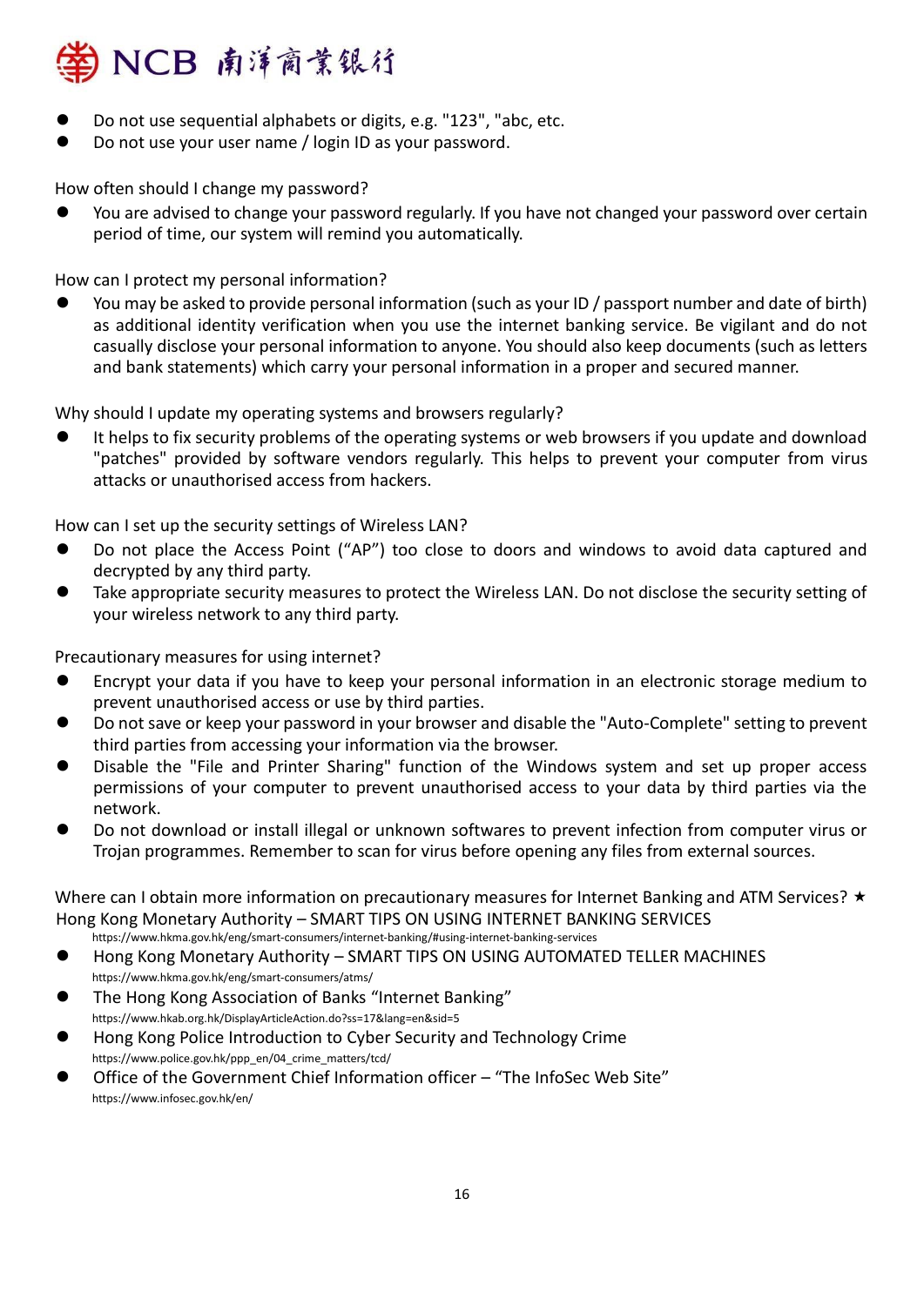- Do not use sequential alphabets or digits, e.g. "123", "abc, etc.
- Do not use your user name / login ID as your password.

How often should I change my password?

- You are advised to change your password regularly. If you have not changed your password over certain period of time, our system will remind you automatically.

How can I protect my personal information?

- You may be asked to provide personal information (such as your ID / passport number and date of birth) as additional identity verification when you use the internet banking service. Be vigilant and do not casually disclose your personal information to anyone. You should also keep documents (such as letters and bank statements) which carry your personal information in a proper and secured manner.

Why should I update my operating systems and browsers regularly?

- It helps to fix security problems of the operating systems or web browsers if you update and download "patches" provided by software vendors regularly. This helps to prevent your computer from virus attacks or unauthorised access from hackers.

How can I set up the security settings of Wireless LAN?

- Do not place the Access Point ("AP") too close to doors and windows to avoid data captured and decrypted by any third party.
- Take appropriate security measures to protect the Wireless LAN. Do not disclose the security setting of your wireless network to any third party.

Precautionary measures for using internet?

- Encrypt your data if you have to keep your personal information in an electronic storage medium to prevent unauthorised access or use by third parties.
- Do not save or keep your password in your browser and disable the "Auto-Complete" setting to prevent third parties from accessing your information via the browser.
- Disable the "File and Printer Sharing" function of the Windows system and set up proper access permissions of your computer to prevent unauthorised access to your data by third parties via the network.
- Do not download or install illegal or unknown softwares to prevent infection from computer virus or Trojan programmes. Remember to scan for virus before opening any files from external sources.

Where can I obtain more information on precautionary measures for Internet Banking and ATM Services? ★
Hong Kong Monetary Authority – SMART TIPS ON USING INTERNET BANKING SERVICES
https://www.hkma.gov.hk/eng/smart-consumers/internet-banking/#using-internet-banking-services

- Hong Kong Monetary Authority – SMART TIPS ON USING AUTOMATED TELLER MACHINES
  https://www.hkma.gov.hk/eng/smart-consumers/atms/
- The Hong Kong Association of Banks "Internet Banking"
  https://www.hkab.org.hk/DisplayArticleAction.do?ss=17&lang=en&sid=5
- Hong Kong Police Introduction to Cyber Security and Technology Crime
  https://www.police.gov.hk/ppp_en/04_crime_matters/tcd/
- Office of the Government Chief Information officer – "The InfoSec Web Site"
  https://www.infosec.gov.hk/en/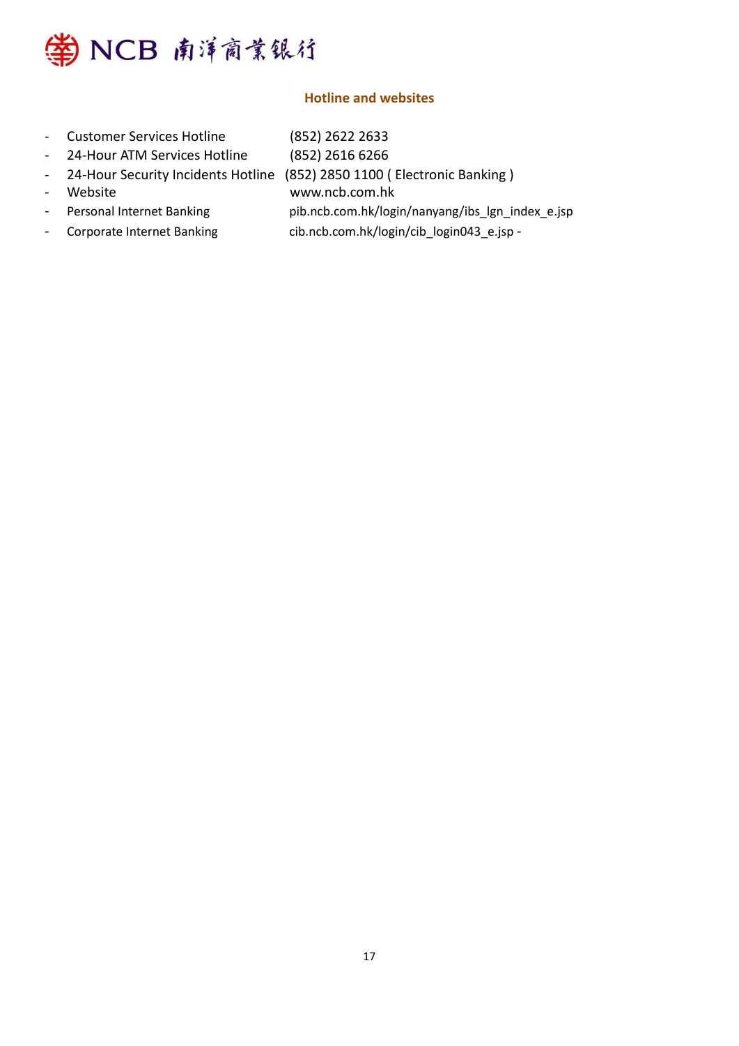## Hotline and websites

| | |
|---|---|
| - Customer Services Hotline | (852) 2622 2633 |
| - 24-Hour ATM Services Hotline | (852) 2616 6266 |
| - 24-Hour Security Incidents Hotline | (852) 2850 1100 ( Electronic Banking ) |
| - Website | www.ncb.com.hk |
| - Personal Internet Banking | pib.ncb.com.hk/login/nanyang/ibs_lgn_index_e.jsp |
| - Corporate Internet Banking | cib.ncb.com.hk/login/cib_login043_e.jsp - |